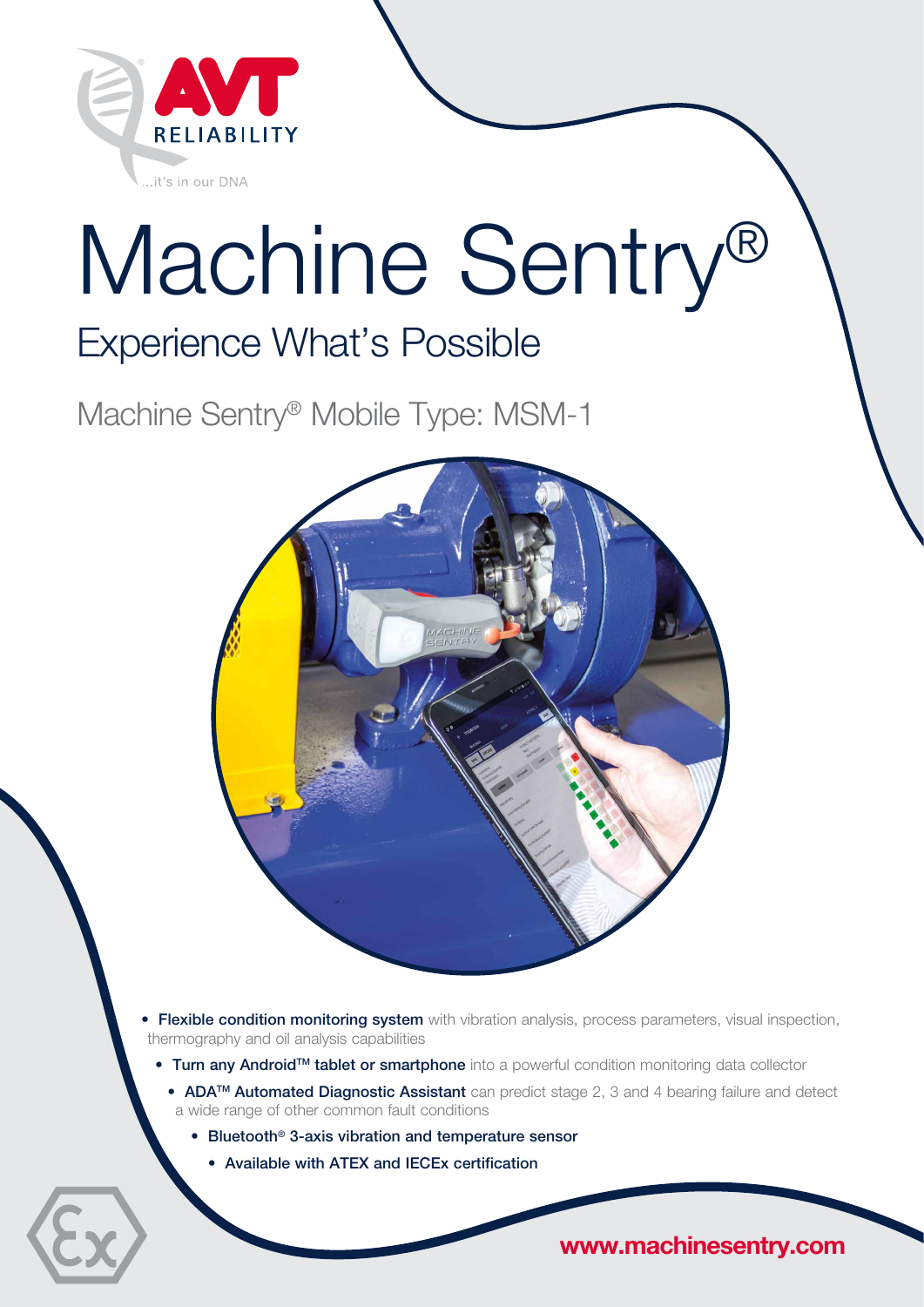AVT RELIABILITY

...it's in our DNA

# Machine Sentry®

## Experience What's Possible

### Machine Sentry® Mobile Type: MSM-1

- **Flexible condition monitoring system** with vibration analysis, process parameters, visual inspection, thermography and oil analysis capabilities
- **Turn any Android™ tablet or smartphone** into a powerful condition monitoring data collector
- **ADA™ Automated Diagnostic Assistant** can predict stage 2, 3 and 4 bearing failure and detect a wide range of other common fault conditions
- **Bluetooth® 3-axis vibration and temperature sensor**
- **Available with ATEX and IECEx certification**

**www.machinesentry.com**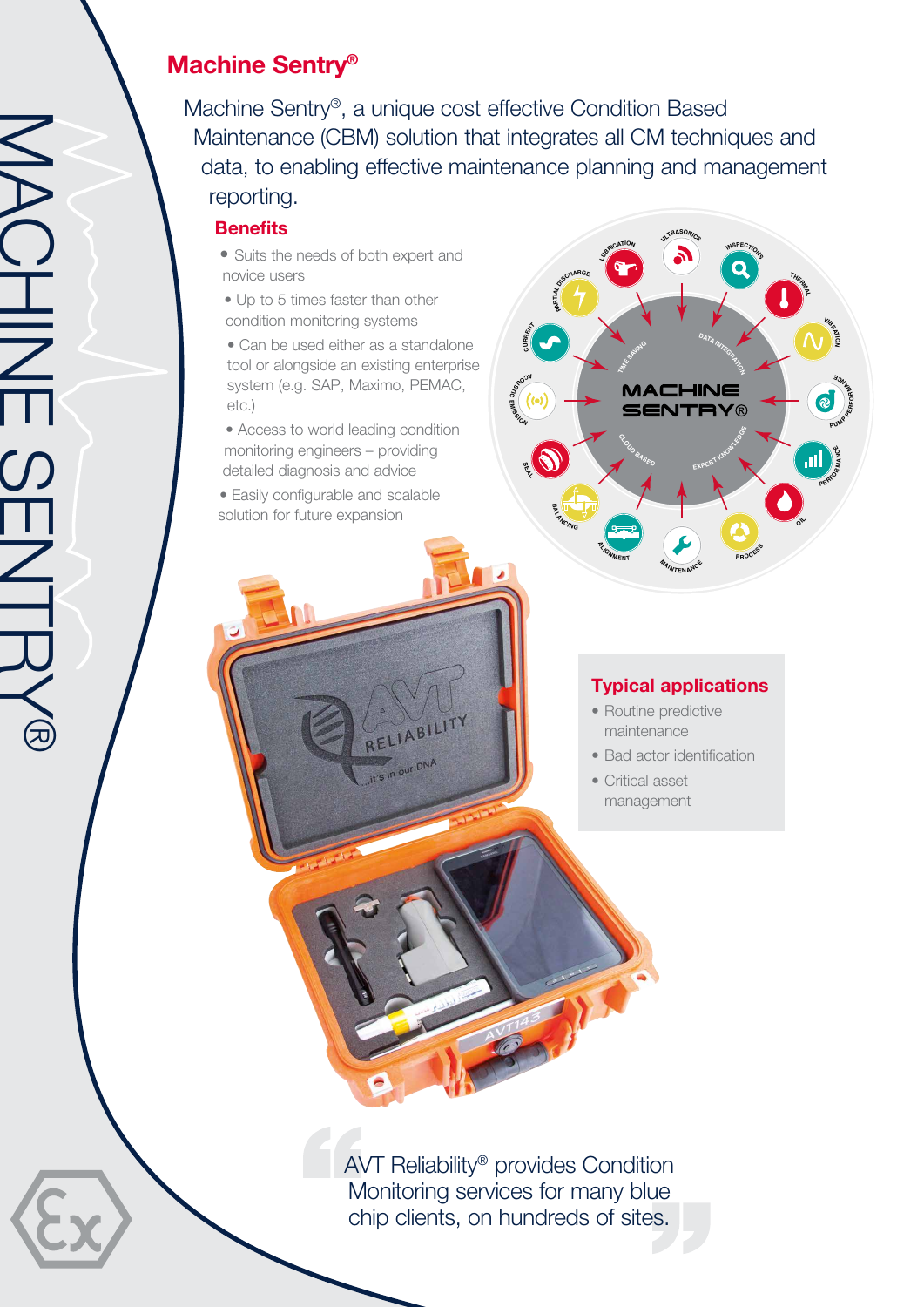## Machine Sentry®

Machine Sentry®, a unique cost effective Condition Based Maintenance (CBM) solution that integrates all CM techniques and data, to enabling effective maintenance planning and management reporting.

### Benefits

- Suits the needs of both expert and novice users
- Up to 5 times faster than other condition monitoring systems
- Can be used either as a standalone tool or alongside an existing enterprise system (e.g. SAP, Maximo, PEMAC, etc.)
- Access to world leading condition monitoring engineers – providing detailed diagnosis and advice
- Easily configurable and scalable solution for future expansion

### Typical applications

- Routine predictive maintenance
- Bad actor identification
- Critical asset management

> AVT Reliability® provides Condition Monitoring services for many blue chip clients, on hundreds of sites.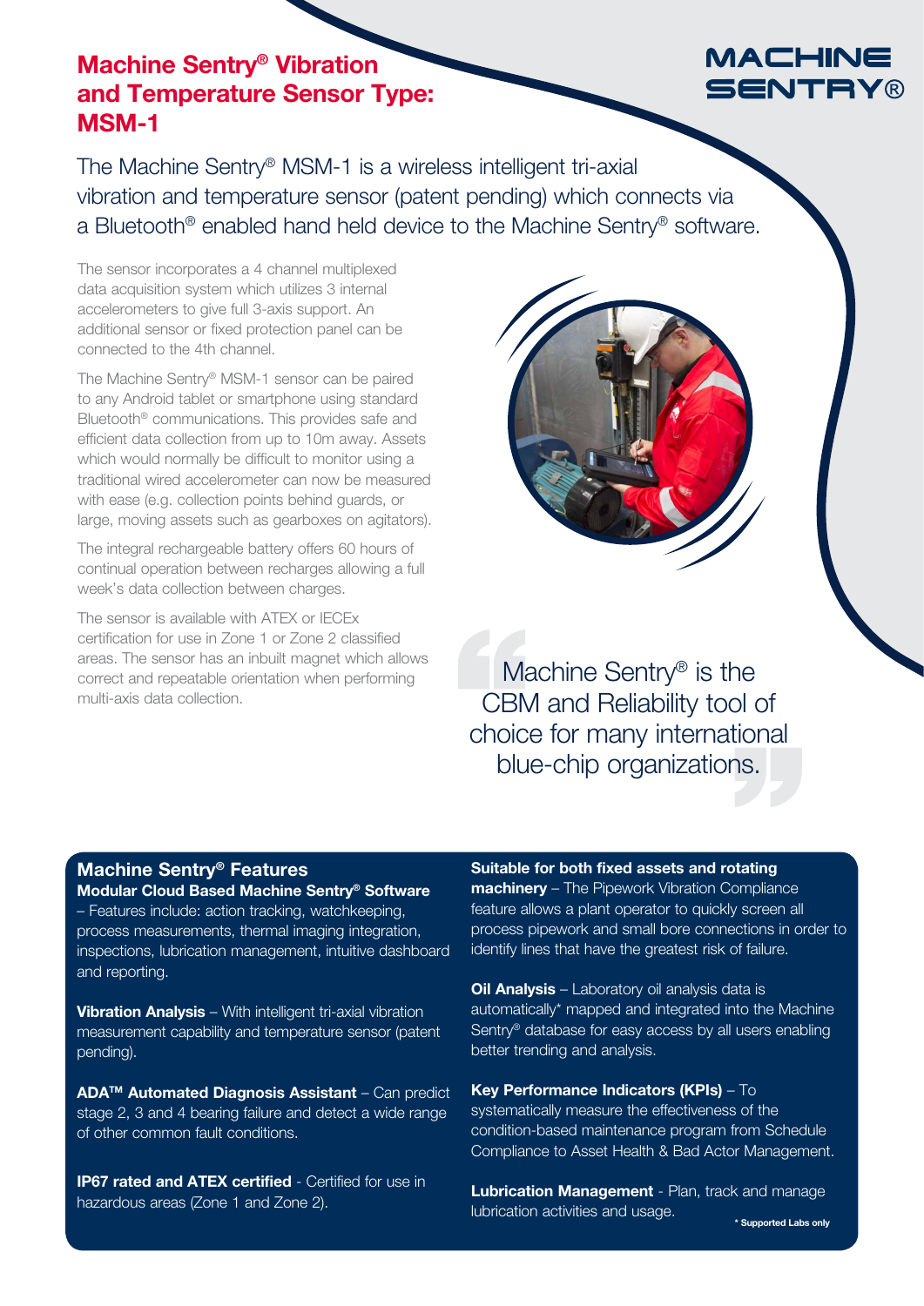# Machine Sentry® Vibration and Temperature Sensor Type: MSM-1

MACHINE SENTRY®

The Machine Sentry® MSM-1 is a wireless intelligent tri-axial vibration and temperature sensor (patent pending) which connects via a Bluetooth® enabled hand held device to the Machine Sentry® software.

The sensor incorporates a 4 channel multiplexed data acquisition system which utilizes 3 internal accelerometers to give full 3-axis support. An additional sensor or fixed protection panel can be connected to the 4th channel.

The Machine Sentry® MSM-1 sensor can be paired to any Android tablet or smartphone using standard Bluetooth® communications. This provides safe and efficient data collection from up to 10m away. Assets which would normally be difficult to monitor using a traditional wired accelerometer can now be measured with ease (e.g. collection points behind guards, or large, moving assets such as gearboxes on agitators).

The integral rechargeable battery offers 60 hours of continual operation between recharges allowing a full week's data collection between charges.

The sensor is available with ATEX or IECEx certification for use in Zone 1 or Zone 2 classified areas. The sensor has an inbuilt magnet which allows correct and repeatable orientation when performing multi-axis data collection.

> "Machine Sentry® is the CBM and Reliability tool of choice for many international blue-chip organizations."

## Machine Sentry® Features

**Modular Cloud Based Machine Sentry® Software** – Features include: action tracking, watchkeeping, process measurements, thermal imaging integration, inspections, lubrication management, intuitive dashboard and reporting.

**Vibration Analysis** – With intelligent tri-axial vibration measurement capability and temperature sensor (patent pending).

**ADA™ Automated Diagnosis Assistant** – Can predict stage 2, 3 and 4 bearing failure and detect a wide range of other common fault conditions.

**IP67 rated and ATEX certified** - Certified for use in hazardous areas (Zone 1 and Zone 2).

**Suitable for both fixed assets and rotating machinery** – The Pipework Vibration Compliance feature allows a plant operator to quickly screen all process pipework and small bore connections in order to identify lines that have the greatest risk of failure.

**Oil Analysis** – Laboratory oil analysis data is automatically* mapped and integrated into the Machine Sentry® database for easy access by all users enabling better trending and analysis.

**Key Performance Indicators (KPIs)** – To systematically measure the effectiveness of the condition-based maintenance program from Schedule Compliance to Asset Health & Bad Actor Management.

**Lubrication Management** - Plan, track and manage lubrication activities and usage.

* Supported Labs only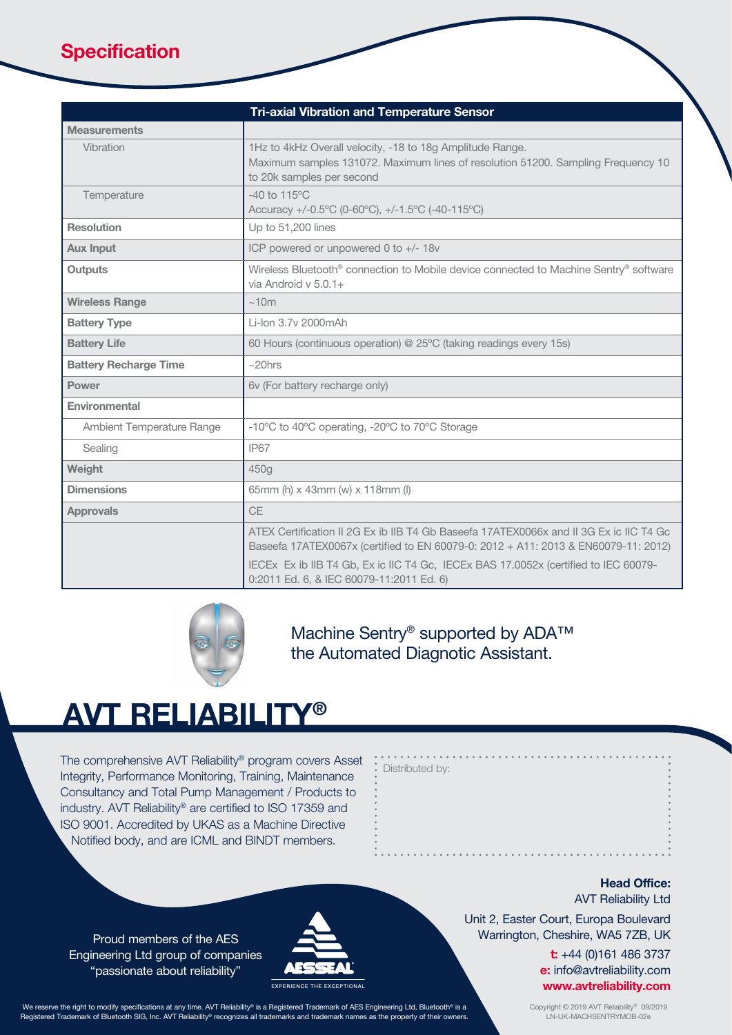## Specification

| Tri-axial Vibration and Temperature Sensor | |
|---|---|
| **Measurements** | |
| Vibration | 1Hz to 4kHz Overall velocity, -18 to 18g Amplitude Range. Maximum samples 131072. Maximum lines of resolution 51200. Sampling Frequency 10 to 20k samples per second |
| Temperature | -40 to 115ºC Accuracy +/-0.5ºC (0-60ºC), +/-1.5ºC (-40-115ºC) |
| **Resolution** | Up to 51,200 lines |
| **Aux Input** | ICP powered or unpowered 0 to +/- 18v |
| **Outputs** | Wireless Bluetooth® connection to Mobile device connected to Machine Sentry® software via Android v 5.0.1+ |
| **Wireless Range** | ~10m |
| **Battery Type** | Li-Ion 3.7v 2000mAh |
| **Battery Life** | 60 Hours (continuous operation) @ 25ºC (taking readings every 15s) |
| **Battery Recharge Time** | ~20hrs |
| **Power** | 6v (For battery recharge only) |
| **Environmental** | |
| Ambient Temperature Range | -10ºC to 40ºC operating, -20ºC to 70ºC Storage |
| Sealing | IP67 |
| **Weight** | 450g |
| **Dimensions** | 65mm (h) x 43mm (w) x 118mm (l) |
| **Approvals** | CE |
| | ATEX Certification II 2G Ex ib IIB T4 Gb Baseefa 17ATEX0066x and II 3G Ex ic IIC T4 Gc Baseefa 17ATEX0067x (certified to EN 60079-0: 2012 + A11: 2013 & EN60079-11: 2012) IECEx Ex ib IIB T4 Gb, Ex ic IIC T4 Gc, IECEx BAS 17.0052x (certified to IEC 60079-0:2011 Ed. 6, & IEC 60079-11:2011 Ed. 6) |

Machine Sentry® supported by ADA™ the Automated Diagnotic Assistant.

# AVT RELIABILITY®

The comprehensive AVT Reliability® program covers Asset Integrity, Performance Monitoring, Training, Maintenance Consultancy and Total Pump Management / Products to industry. AVT Reliability® are certified to ISO 17359 and ISO 9001. Accredited by UKAS as a Machine Directive Notified body, and are ICML and BINDT members.

Distributed by:

Proud members of the AES Engineering Ltd group of companies "passionate about reliability"

AESSEAL® EXPERIENCE THE EXCEPTIONAL

**Head Office:**
AVT Reliability Ltd
Unit 2, Easter Court, Europa Boulevard
Warrington, Cheshire, WA5 7ZB, UK
**t:** +44 (0)161 486 3737
**e:** info@avtreliability.com
**www.avtreliability.com**

We reserve the right to modify specifications at any time. AVT Reliability® is a Registered Trademark of AES Engineering Ltd, Bluetooth® is a Registered Trademark of Bluetooth SIG, Inc. AVT Reliability® recognizes all trademarks and trademark names as the property of their owners.

Copyright © 2019 AVT Reliability® 09/2019
LN-UK-MACHSENTRYMOB-02e